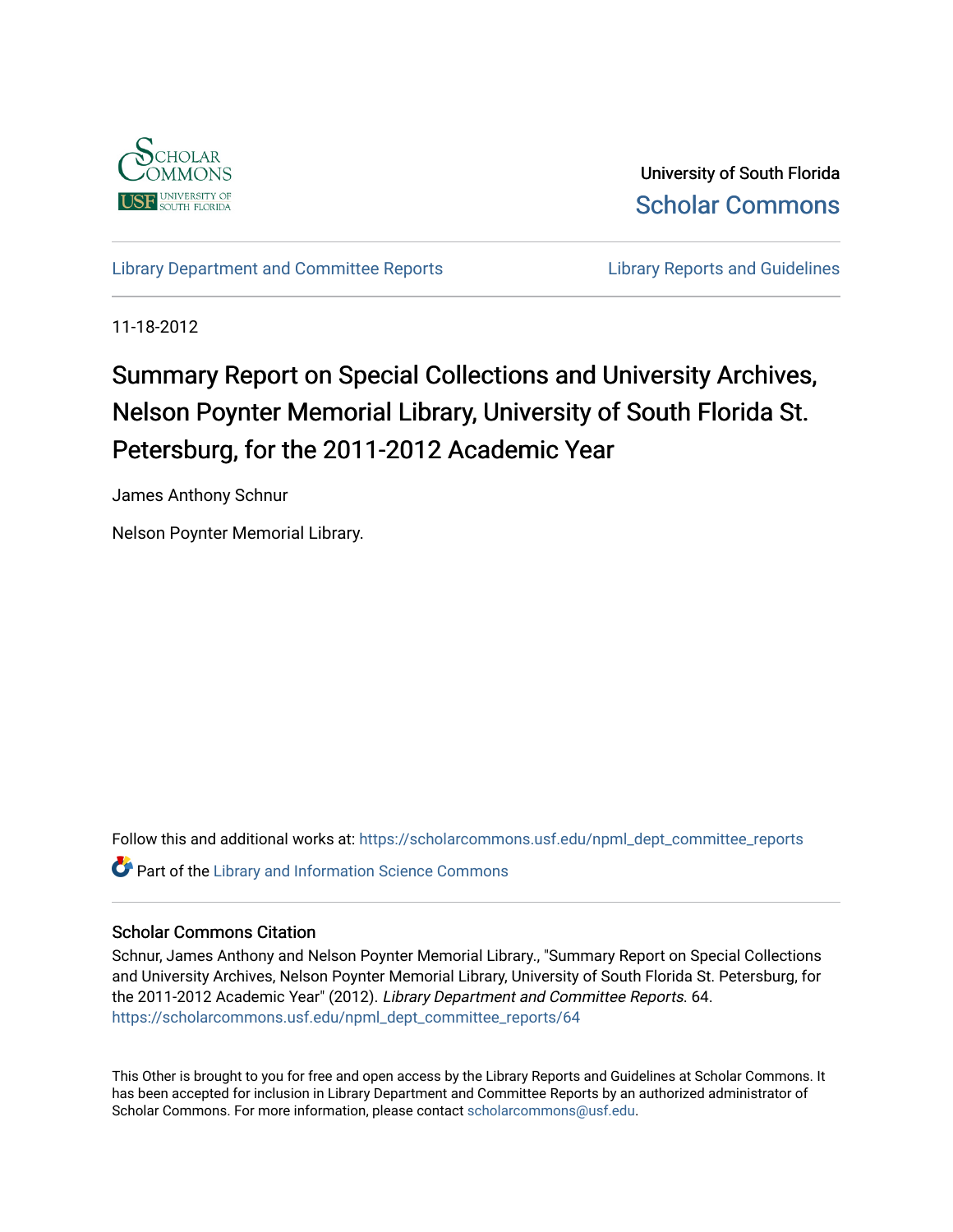University of South Florida

Scholar Commons

Library Department and Committee Reports

Library Reports and Guidelines

11-18-2012

# Summary Report on Special Collections and University Archives, Nelson Poynter Memorial Library, University of South Florida St. Petersburg, for the 2011-2012 Academic Year

James Anthony Schnur

Nelson Poynter Memorial Library.

Follow this and additional works at: https://scholarcommons.usf.edu/npml_dept_committee_reports

Part of the Library and Information Science Commons

## Scholar Commons Citation

Schnur, James Anthony and Nelson Poynter Memorial Library., "Summary Report on Special Collections and University Archives, Nelson Poynter Memorial Library, University of South Florida St. Petersburg, for the 2011-2012 Academic Year" (2012). *Library Department and Committee Reports*. 64.
https://scholarcommons.usf.edu/npml_dept_committee_reports/64

This Other is brought to you for free and open access by the Library Reports and Guidelines at Scholar Commons. It has been accepted for inclusion in Library Department and Committee Reports by an authorized administrator of Scholar Commons. For more information, please contact scholarcommons@usf.edu.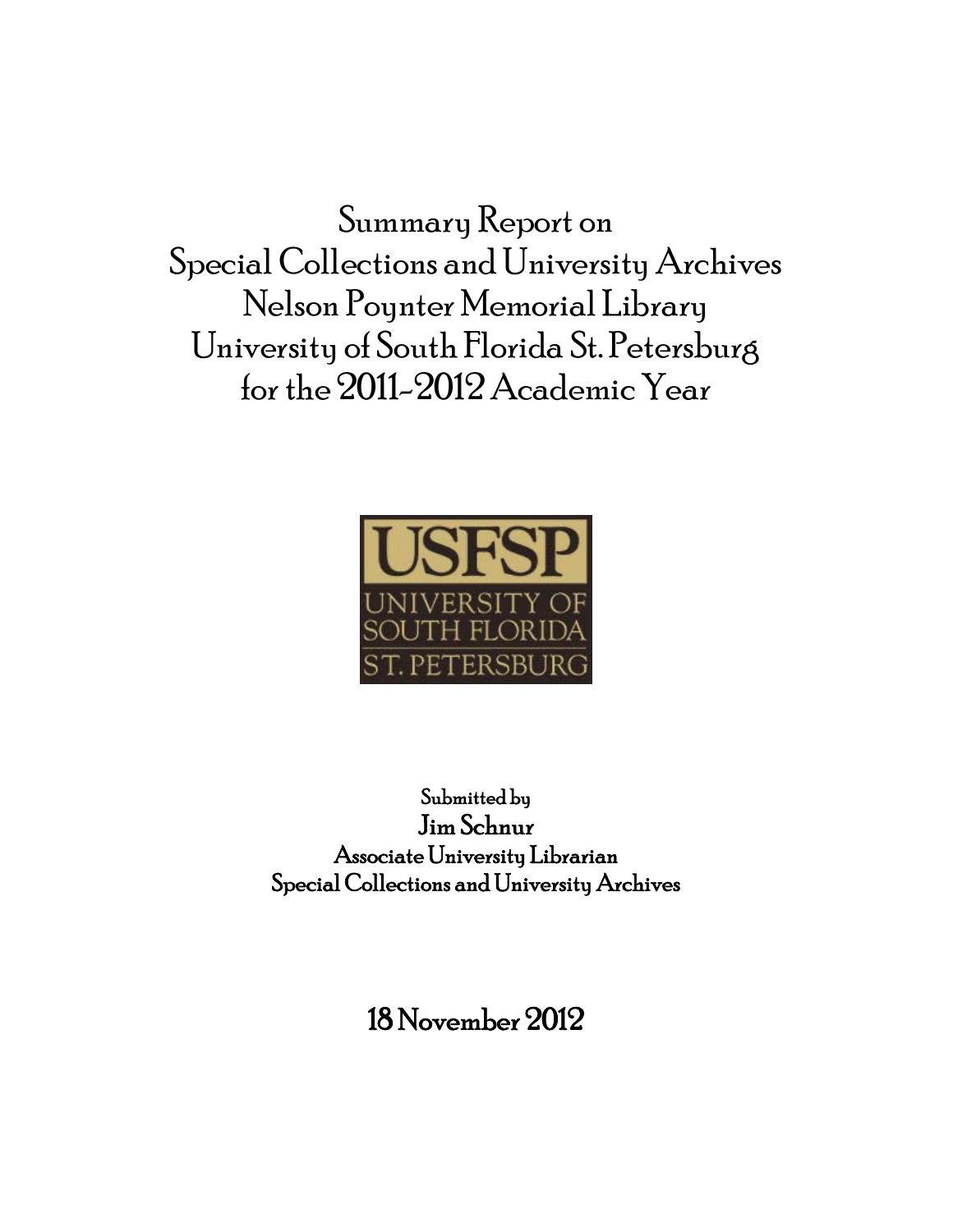# Summary Report on Special Collections and University Archives Nelson Poynter Memorial Library University of South Florida St. Petersburg for the 2011-2012 Academic Year

USFSP
UNIVERSITY OF
SOUTH FLORIDA
ST. PETERSBURG

Submitted by
**Jim Schnur**
**Associate University Librarian**
**Special Collections and University Archives**

## 18 November 2012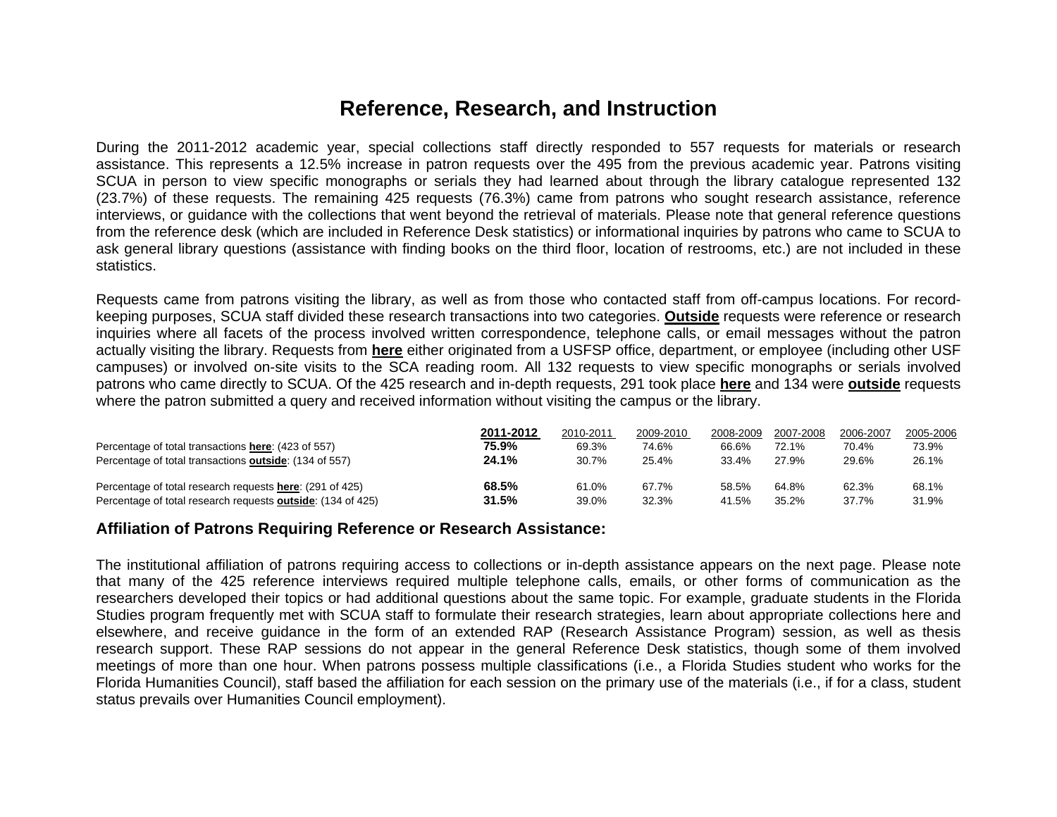# Reference, Research, and Instruction

During the 2011-2012 academic year, special collections staff directly responded to 557 requests for materials or research assistance. This represents a 12.5% increase in patron requests over the 495 from the previous academic year. Patrons visiting SCUA in person to view specific monographs or serials they had learned about through the library catalogue represented 132 (23.7%) of these requests. The remaining 425 requests (76.3%) came from patrons who sought research assistance, reference interviews, or guidance with the collections that went beyond the retrieval of materials. Please note that general reference questions from the reference desk (which are included in Reference Desk statistics) or informational inquiries by patrons who came to SCUA to ask general library questions (assistance with finding books on the third floor, location of restrooms, etc.) are not included in these statistics.

Requests came from patrons visiting the library, as well as from those who contacted staff from off-campus locations. For record-keeping purposes, SCUA staff divided these research transactions into two categories. **Outside** requests were reference or research inquiries where all facets of the process involved written correspondence, telephone calls, or email messages without the patron actually visiting the library. Requests from **here** either originated from a USFSP office, department, or employee (including other USF campuses) or involved on-site visits to the SCA reading room. All 132 requests to view specific monographs or serials involved patrons who came directly to SCUA. Of the 425 research and in-depth requests, 291 took place **here** and 134 were **outside** requests where the patron submitted a query and received information without visiting the campus or the library.

| | **2011-2012** | 2010-2011 | 2009-2010 | 2008-2009 | 2007-2008 | 2006-2007 | 2005-2006 |
|---|---|---|---|---|---|---|---|
| Percentage of total transactions **here**: (423 of 557) | **75.9%** | 69.3% | 74.6% | 66.6% | 72.1% | 70.4% | 73.9% |
| Percentage of total transactions **outside**: (134 of 557) | **24.1%** | 30.7% | 25.4% | 33.4% | 27.9% | 29.6% | 26.1% |
| | | | | | | | |
| Percentage of total research requests **here**: (291 of 425) | **68.5%** | 61.0% | 67.7% | 58.5% | 64.8% | 62.3% | 68.1% |
| Percentage of total research requests **outside**: (134 of 425) | **31.5%** | 39.0% | 32.3% | 41.5% | 35.2% | 37.7% | 31.9% |

## Affiliation of Patrons Requiring Reference or Research Assistance:

The institutional affiliation of patrons requiring access to collections or in-depth assistance appears on the next page. Please note that many of the 425 reference interviews required multiple telephone calls, emails, or other forms of communication as the researchers developed their topics or had additional questions about the same topic. For example, graduate students in the Florida Studies program frequently met with SCUA staff to formulate their research strategies, learn about appropriate collections here and elsewhere, and receive guidance in the form of an extended RAP (Research Assistance Program) session, as well as thesis research support. These RAP sessions do not appear in the general Reference Desk statistics, though some of them involved meetings of more than one hour. When patrons possess multiple classifications (i.e., a Florida Studies student who works for the Florida Humanities Council), staff based the affiliation for each session on the primary use of the materials (i.e., if for a class, student status prevails over Humanities Council employment).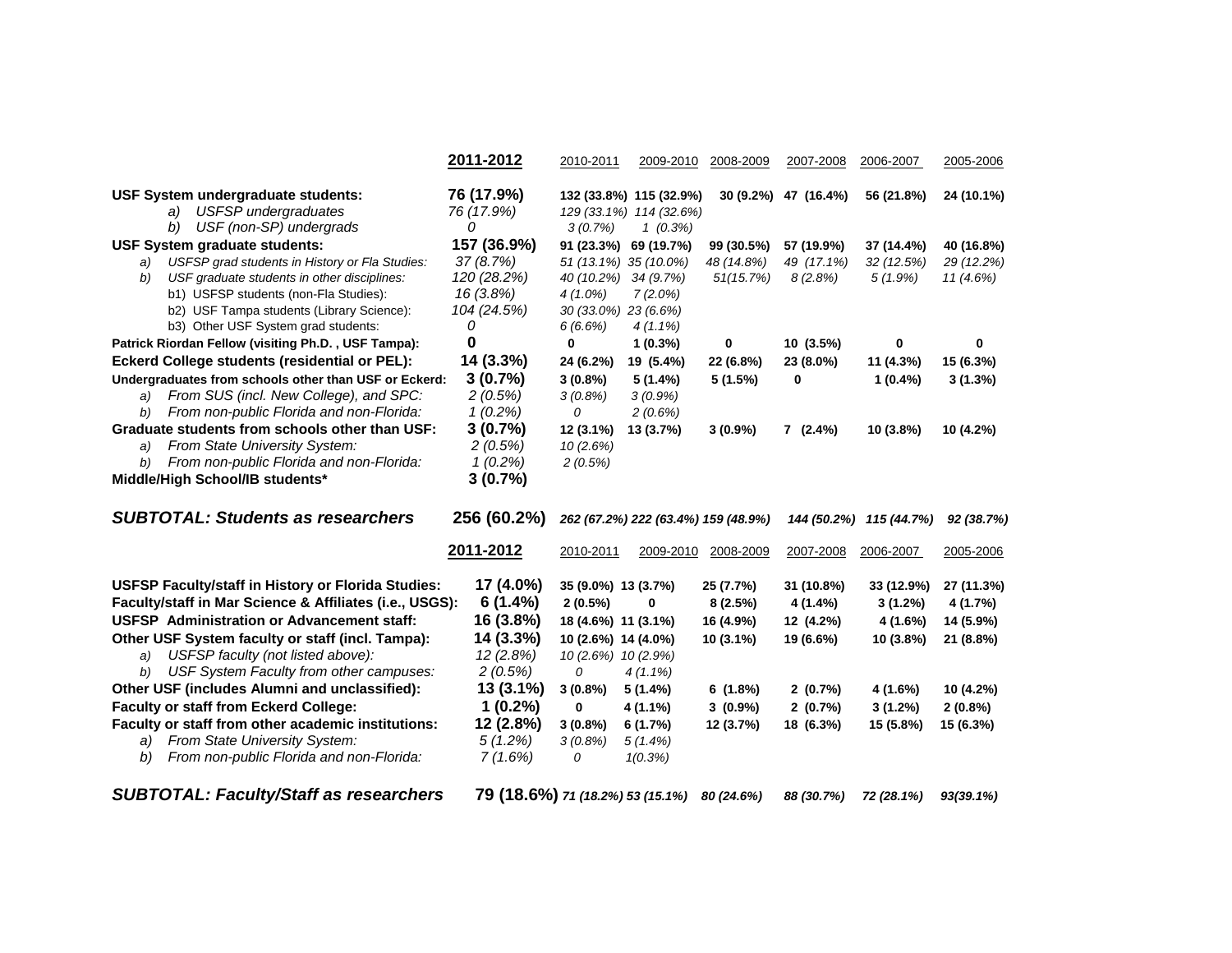| | 2011-2012 | 2010-2011 | 2009-2010 | 2008-2009 | 2007-2008 | 2006-2007 | 2005-2006 |
|---|---|---|---|---|---|---|---|
| **USF System undergraduate students:** | **76 (17.9%)** | **132 (33.8%)** | **115 (32.9%)** | **30 (9.2%)** | **47 (16.4%)** | **56 (21.8%)** | **24 (10.1%)** |
| *a) USFSP undergraduates* | *76 (17.9%)* | *129 (33.1%)* | *114 (32.6%)* | | | | |
| *b) USF (non-SP) undergrads* | *0* | *3 (0.7%)* | *1 (0.3%)* | | | | |
| **USF System graduate students:** | **157 (36.9%)** | **91 (23.3%)** | **69 (19.7%)** | **99 (30.5%)** | **57 (19.9%)** | **37 (14.4%)** | **40 (16.8%)** |
| *a) USFSP grad students in History or Fla Studies:* | *37 (8.7%)* | *51 (13.1%)* | *35 (10.0%)* | *48 (14.8%)* | *49 (17.1%)* | *32 (12.5%)* | *29 (12.2%)* |
| *b) USF graduate students in other disciplines:* | *120 (28.2%)* | *40 (10.2%)* | *34 (9.7%)* | *51(15.7%)* | *8 (2.8%)* | *5 (1.9%)* | *11 (4.6%)* |
| b1) USFSP students (non-Fla Studies): | *16 (3.8%)* | *4 (1.0%)* | *7 (2.0%)* | | | | |
| b2) USF Tampa students (Library Science): | *104 (24.5%)* | *30 (33.0%)* | *23 (6.6%)* | | | | |
| b3) Other USF System grad students: | *0* | *6 (6.6%)* | *4 (1.1%)* | | | | |
| **Patrick Riordan Fellow (visiting Ph.D. , USF Tampa):** | **0** | **0** | **1 (0.3%)** | **0** | **10 (3.5%)** | **0** | **0** |
| **Eckerd College students (residential or PEL):** | **14 (3.3%)** | **24 (6.2%)** | **19 (5.4%)** | **22 (6.8%)** | **23 (8.0%)** | **11 (4.3%)** | **15 (6.3%)** |
| **Undergraduates from schools other than USF or Eckerd:** | **3 (0.7%)** | **3 (0.8%)** | **5 (1.4%)** | **5 (1.5%)** | **0** | **1 (0.4%)** | **3 (1.3%)** |
| *a) From SUS (incl. New College), and SPC:* | *2 (0.5%)* | *3 (0.8%)* | *3 (0.9%)* | | | | |
| *b) From non-public Florida and non-Florida:* | *1 (0.2%)* | *0* | *2 (0.6%)* | | | | |
| **Graduate students from schools other than USF:** | **3 (0.7%)** | **12 (3.1%)** | **13 (3.7%)** | **3 (0.9%)** | **7 (2.4%)** | **10 (3.8%)** | **10 (4.2%)** |
| *a) From State University System:* | *2 (0.5%)* | *10 (2.6%)* | | | | | |
| *b) From non-public Florida and non-Florida:* | *1 (0.2%)* | *2 (0.5%)* | | | | | |
| **Middle/High School/IB students*** | **3 (0.7%)** | | | | | | |
| ***SUBTOTAL: Students as researchers*** | **256 (60.2%)** | ***262 (67.2%)*** | ***222 (63.4%)*** | ***159 (48.9%)*** | ***144 (50.2%)*** | ***115 (44.7%)*** | ***92 (38.7%)*** |

| | 2011-2012 | 2010-2011 | 2009-2010 | 2008-2009 | 2007-2008 | 2006-2007 | 2005-2006 |
|---|---|---|---|---|---|---|---|
| **USFSP Faculty/staff in History or Florida Studies:** | **17 (4.0%)** | **35 (9.0%)** | **13 (3.7%)** | **25 (7.7%)** | **31 (10.8%)** | **33 (12.9%)** | **27 (11.3%)** |
| **Faculty/staff in Mar Science & Affiliates (i.e., USGS):** | **6 (1.4%)** | **2 (0.5%)** | **0** | **8 (2.5%)** | **4 (1.4%)** | **3 (1.2%)** | **4 (1.7%)** |
| **USFSP Administration or Advancement staff:** | **16 (3.8%)** | **18 (4.6%)** | **11 (3.1%)** | **16 (4.9%)** | **12 (4.2%)** | **4 (1.6%)** | **14 (5.9%)** |
| **Other USF System faculty or staff (incl. Tampa):** | **14 (3.3%)** | **10 (2.6%)** | **14 (4.0%)** | **10 (3.1%)** | **19 (6.6%)** | **10 (3.8%)** | **21 (8.8%)** |
| *a) USFSP faculty (not listed above):* | *12 (2.8%)* | *10 (2.6%)* | *10 (2.9%)* | | | | |
| *b) USF System Faculty from other campuses:* | *2 (0.5%)* | *0* | *4 (1.1%)* | | | | |
| **Other USF (includes Alumni and unclassified):** | **13 (3.1%)** | **3 (0.8%)** | **5 (1.4%)** | **6 (1.8%)** | **2 (0.7%)** | **4 (1.6%)** | **10 (4.2%)** |
| **Faculty or staff from Eckerd College:** | **1 (0.2%)** | **0** | **4 (1.1%)** | **3 (0.9%)** | **2 (0.7%)** | **3 (1.2%)** | **2 (0.8%)** |
| **Faculty or staff from other academic institutions:** | **12 (2.8%)** | **3 (0.8%)** | **6 (1.7%)** | **12 (3.7%)** | **18 (6.3%)** | **15 (5.8%)** | **15 (6.3%)** |
| *a) From State University System:* | *5 (1.2%)* | *3 (0.8%)* | *5 (1.4%)* | | | | |
| *b) From non-public Florida and non-Florida:* | *7 (1.6%)* | *0* | *1(0.3%)* | | | | |
| ***SUBTOTAL: Faculty/Staff as researchers*** | **79 (18.6%)** | ***71 (18.2%)*** | ***53 (15.1%)*** | ***80 (24.6%)*** | ***88 (30.7%)*** | ***72 (28.1%)*** | ***93(39.1%)*** |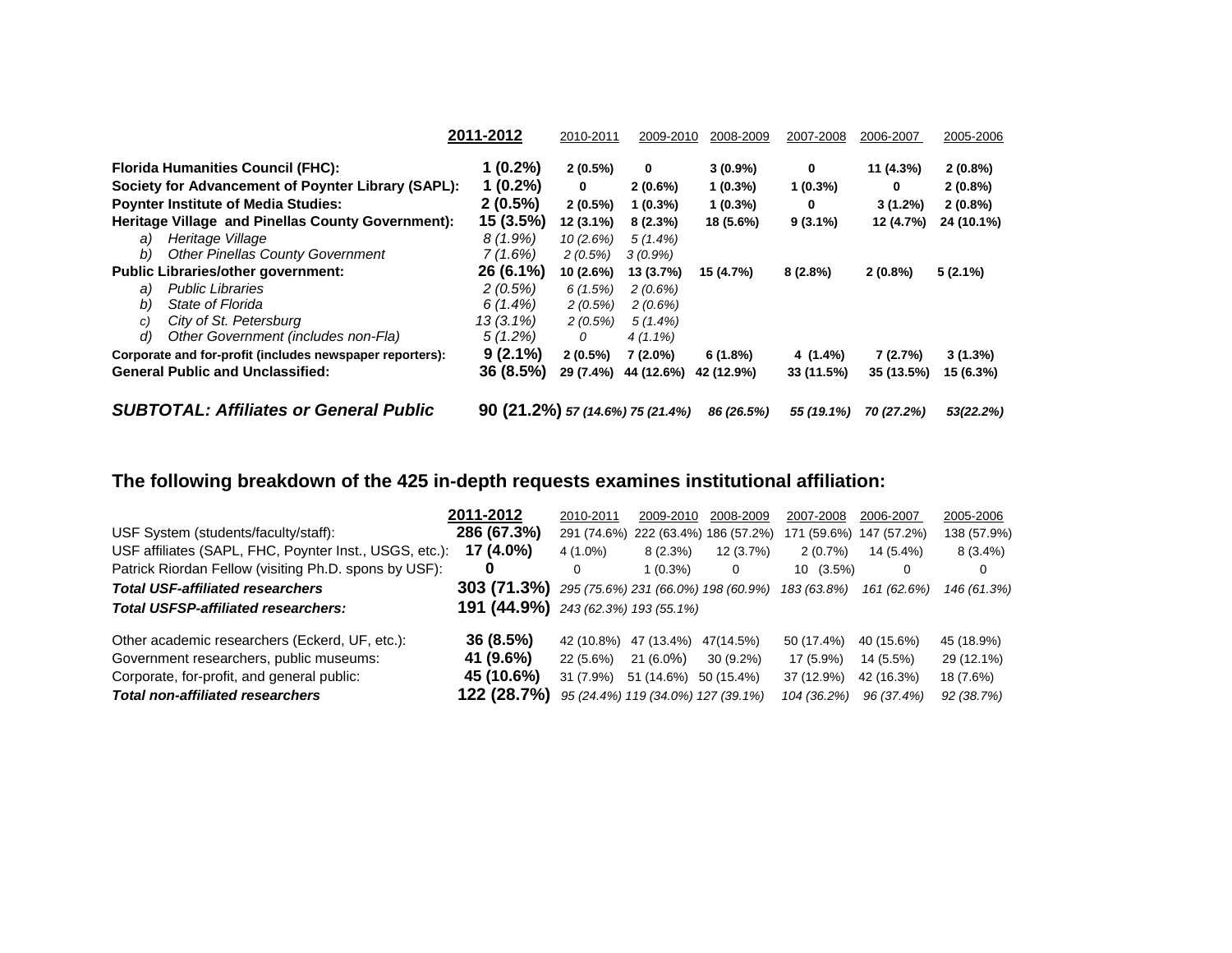| | 2011-2012 | 2010-2011 | 2009-2010 | 2008-2009 | 2007-2008 | 2006-2007 | 2005-2006 |
|---|---|---|---|---|---|---|---|
| **Florida Humanities Council (FHC):** | **1 (0.2%)** | **2 (0.5%)** | **0** | **3 (0.9%)** | **0** | **11 (4.3%)** | **2 (0.8%)** |
| **Society for Advancement of Poynter Library (SAPL):** | **1 (0.2%)** | **0** | **2 (0.6%)** | **1 (0.3%)** | **1 (0.3%)** | **0** | **2 (0.8%)** |
| **Poynter Institute of Media Studies:** | **2 (0.5%)** | **2 (0.5%)** | **1 (0.3%)** | **1 (0.3%)** | **0** | **3 (1.2%)** | **2 (0.8%)** |
| **Heritage Village and Pinellas County Government):** | **15 (3.5%)** | **12 (3.1%)** | **8 (2.3%)** | **18 (5.6%)** | **9 (3.1%)** | **12 (4.7%)** | **24 (10.1%)** |
| *a) Heritage Village* | *8 (1.9%)* | *10 (2.6%)* | *5 (1.4%)* | | | | |
| *b) Other Pinellas County Government* | *7 (1.6%)* | *2 (0.5%)* | *3 (0.9%)* | | | | |
| **Public Libraries/other government:** | **26 (6.1%)** | **10 (2.6%)** | **13 (3.7%)** | **15 (4.7%)** | **8 (2.8%)** | **2 (0.8%)** | **5 (2.1%)** |
| *a) Public Libraries* | *2 (0.5%)* | *6 (1.5%)* | *2 (0.6%)* | | | | |
| *b) State of Florida* | *6 (1.4%)* | *2 (0.5%)* | *2 (0.6%)* | | | | |
| *c) City of St. Petersburg* | *13 (3.1%)* | *2 (0.5%)* | *5 (1.4%)* | | | | |
| *d) Other Government (includes non-Fla)* | *5 (1.2%)* | *0* | *4 (1.1%)* | | | | |
| **Corporate and for-profit (includes newspaper reporters):** | **9 (2.1%)** | **2 (0.5%)** | **7 (2.0%)** | **6 (1.8%)** | **4 (1.4%)** | **7 (2.7%)** | **3 (1.3%)** |
| **General Public and Unclassified:** | **36 (8.5%)** | **29 (7.4%)** | **44 (12.6%)** | **42 (12.9%)** | **33 (11.5%)** | **35 (13.5%)** | **15 (6.3%)** |
| ***SUBTOTAL: Affiliates or General Public*** | **90 (21.2%)** | ***57 (14.6%)*** | ***75 (21.4%)*** | ***86 (26.5%)*** | ***55 (19.1%)*** | ***70 (27.2%)*** | ***53(22.2%)*** |

## The following breakdown of the 425 in-depth requests examines institutional affiliation:

| | 2011-2012 | 2010-2011 | 2009-2010 | 2008-2009 | 2007-2008 | 2006-2007 | 2005-2006 |
|---|---|---|---|---|---|---|---|
| USF System (students/faculty/staff): | **286 (67.3%)** | 291 (74.6%) | 222 (63.4%) | 186 (57.2%) | 171 (59.6%) | 147 (57.2%) | 138 (57.9%) |
| USF affiliates (SAPL, FHC, Poynter Inst., USGS, etc.): | **17 (4.0%)** | 4 (1.0%) | 8 (2.3%) | 12 (3.7%) | 2 (0.7%) | 14 (5.4%) | 8 (3.4%) |
| Patrick Riordan Fellow (visiting Ph.D. spons by USF): | **0** | 0 | 1 (0.3%) | 0 | 10 (3.5%) | 0 | 0 |
| ***Total USF-affiliated researchers*** | **303 (71.3%)** | *295 (75.6%)* | *231 (66.0%)* | *198 (60.9%)* | *183 (63.8%)* | *161 (62.6%)* | *146 (61.3%)* |
| ***Total USFSP-affiliated researchers:*** | **191 (44.9%)** | *243 (62.3%)* | *193 (55.1%)* | | | | |
| Other academic researchers (Eckerd, UF, etc.): | **36 (8.5%)** | 42 (10.8%) | 47 (13.4%) | 47(14.5%) | 50 (17.4%) | 40 (15.6%) | 45 (18.9%) |
| Government researchers, public museums: | **41 (9.6%)** | 22 (5.6%) | 21 (6.0%) | 30 (9.2%) | 17 (5.9%) | 14 (5.5%) | 29 (12.1%) |
| Corporate, for-profit, and general public: | **45 (10.6%)** | 31 (7.9%) | 51 (14.6%) | 50 (15.4%) | 37 (12.9%) | 42 (16.3%) | 18 (7.6%) |
| ***Total non-affiliated researchers*** | **122 (28.7%)** | *95 (24.4%)* | *119 (34.0%)* | *127 (39.1%)* | *104 (36.2%)* | *96 (37.4%)* | *92 (38.7%)* |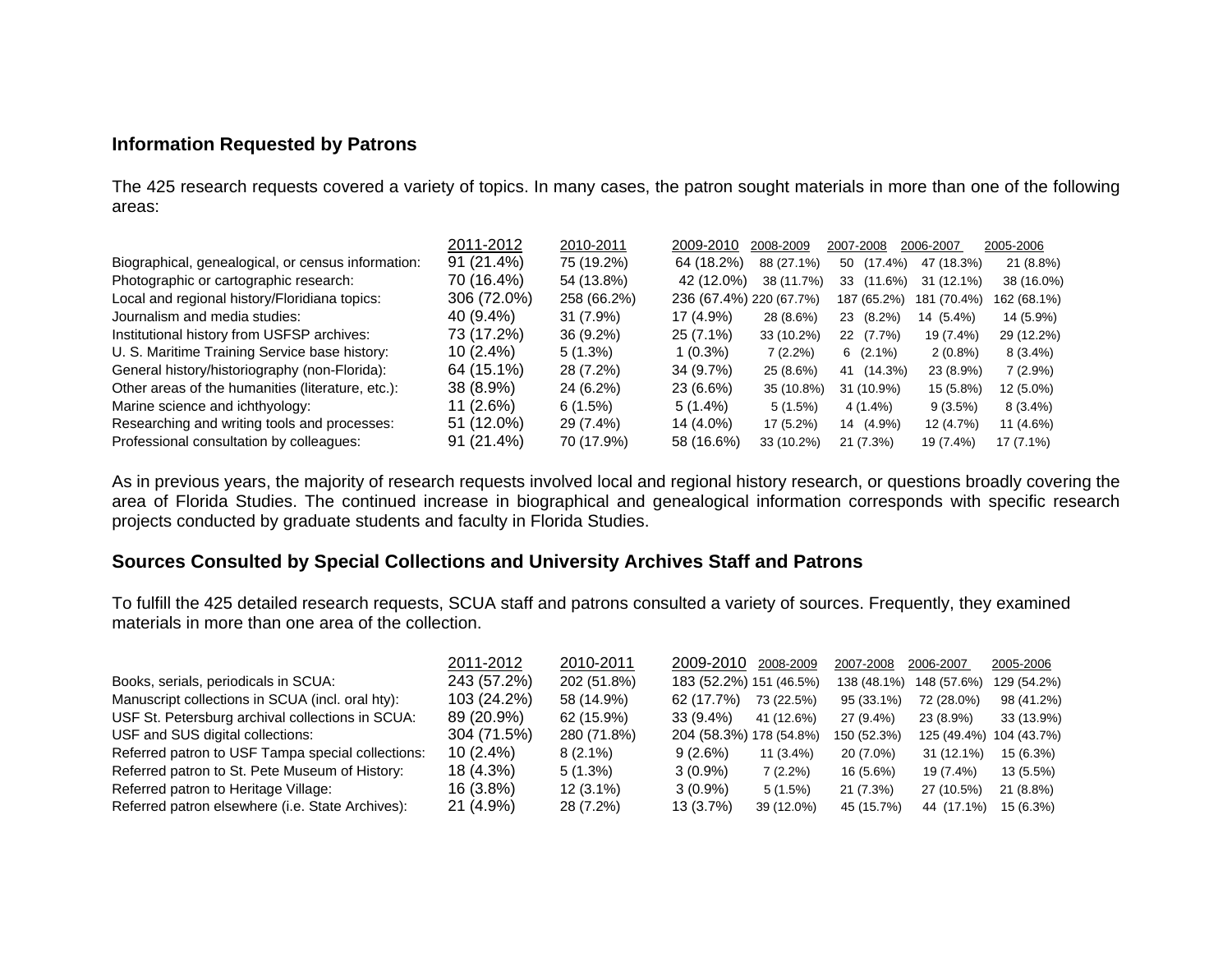## Information Requested by Patrons

The 425 research requests covered a variety of topics. In many cases, the patron sought materials in more than one of the following areas:

| | 2011-2012 | 2010-2011 | 2009-2010 | 2008-2009 | 2007-2008 | 2006-2007 | 2005-2006 |
|---|---|---|---|---|---|---|---|
| Biographical, genealogical, or census information: | 91 (21.4%) | 75 (19.2%) | 64 (18.2%) | 88 (27.1%) | 50 (17.4%) | 47 (18.3%) | 21 (8.8%) |
| Photographic or cartographic research: | 70 (16.4%) | 54 (13.8%) | 42 (12.0%) | 38 (11.7%) | 33 (11.6%) | 31 (12.1%) | 38 (16.0%) |
| Local and regional history/Floridiana topics: | 306 (72.0%) | 258 (66.2%) | 236 (67.4%) | 220 (67.7%) | 187 (65.2%) | 181 (70.4%) | 162 (68.1%) |
| Journalism and media studies: | 40 (9.4%) | 31 (7.9%) | 17 (4.9%) | 28 (8.6%) | 23 (8.2%) | 14 (5.4%) | 14 (5.9%) |
| Institutional history from USFSP archives: | 73 (17.2%) | 36 (9.2%) | 25 (7.1%) | 33 (10.2%) | 22 (7.7%) | 19 (7.4%) | 29 (12.2%) |
| U. S. Maritime Training Service base history: | 10 (2.4%) | 5 (1.3%) | 1 (0.3%) | 7 (2.2%) | 6 (2.1%) | 2 (0.8%) | 8 (3.4%) |
| General history/historiography (non-Florida): | 64 (15.1%) | 28 (7.2%) | 34 (9.7%) | 25 (8.6%) | 41 (14.3%) | 23 (8.9%) | 7 (2.9%) |
| Other areas of the humanities (literature, etc.): | 38 (8.9%) | 24 (6.2%) | 23 (6.6%) | 35 (10.8%) | 31 (10.9%) | 15 (5.8%) | 12 (5.0%) |
| Marine science and ichthyology: | 11 (2.6%) | 6 (1.5%) | 5 (1.4%) | 5 (1.5%) | 4 (1.4%) | 9 (3.5%) | 8 (3.4%) |
| Researching and writing tools and processes: | 51 (12.0%) | 29 (7.4%) | 14 (4.0%) | 17 (5.2%) | 14 (4.9%) | 12 (4.7%) | 11 (4.6%) |
| Professional consultation by colleagues: | 91 (21.4%) | 70 (17.9%) | 58 (16.6%) | 33 (10.2%) | 21 (7.3%) | 19 (7.4%) | 17 (7.1%) |

As in previous years, the majority of research requests involved local and regional history research, or questions broadly covering the area of Florida Studies. The continued increase in biographical and genealogical information corresponds with specific research projects conducted by graduate students and faculty in Florida Studies.

## Sources Consulted by Special Collections and University Archives Staff and Patrons

To fulfill the 425 detailed research requests, SCUA staff and patrons consulted a variety of sources. Frequently, they examined materials in more than one area of the collection.

| | 2011-2012 | 2010-2011 | 2009-2010 | 2008-2009 | 2007-2008 | 2006-2007 | 2005-2006 |
|---|---|---|---|---|---|---|---|
| Books, serials, periodicals in SCUA: | 243 (57.2%) | 202 (51.8%) | 183 (52.2%) | 151 (46.5%) | 138 (48.1%) | 148 (57.6%) | 129 (54.2%) |
| Manuscript collections in SCUA (incl. oral hty): | 103 (24.2%) | 58 (14.9%) | 62 (17.7%) | 73 (22.5%) | 95 (33.1%) | 72 (28.0%) | 98 (41.2%) |
| USF St. Petersburg archival collections in SCUA: | 89 (20.9%) | 62 (15.9%) | 33 (9.4%) | 41 (12.6%) | 27 (9.4%) | 23 (8.9%) | 33 (13.9%) |
| USF and SUS digital collections: | 304 (71.5%) | 280 (71.8%) | 204 (58.3%) | 178 (54.8%) | 150 (52.3%) | 125 (49.4%) | 104 (43.7%) |
| Referred patron to USF Tampa special collections: | 10 (2.4%) | 8 (2.1%) | 9 (2.6%) | 11 (3.4%) | 20 (7.0%) | 31 (12.1%) | 15 (6.3%) |
| Referred patron to St. Pete Museum of History: | 18 (4.3%) | 5 (1.3%) | 3 (0.9%) | 7 (2.2%) | 16 (5.6%) | 19 (7.4%) | 13 (5.5%) |
| Referred patron to Heritage Village: | 16 (3.8%) | 12 (3.1%) | 3 (0.9%) | 5 (1.5%) | 21 (7.3%) | 27 (10.5%) | 21 (8.8%) |
| Referred patron elsewhere (i.e. State Archives): | 21 (4.9%) | 28 (7.2%) | 13 (3.7%) | 39 (12.0%) | 45 (15.7%) | 44 (17.1%) | 15 (6.3%) |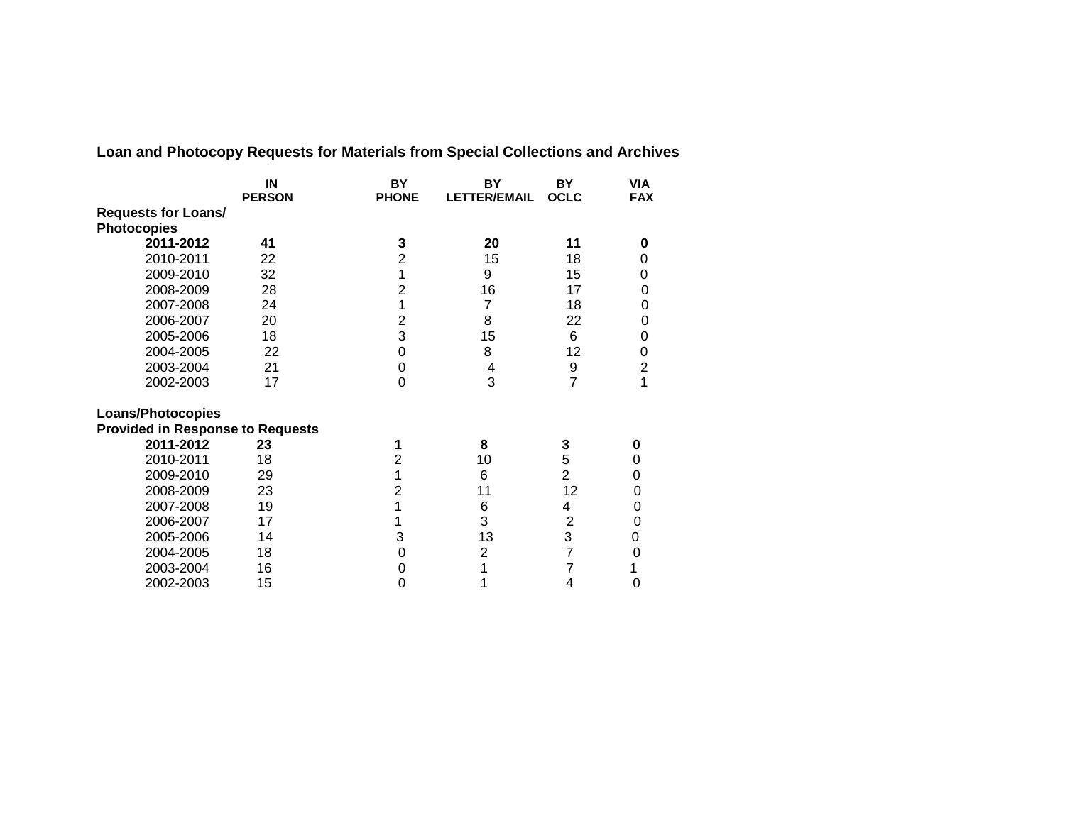## Loan and Photocopy Requests for Materials from Special Collections and Archives

| | IN PERSON | BY PHONE | BY LETTER/EMAIL | BY OCLC | VIA FAX |
|---|---|---|---|---|---|
| **Requests for Loans/ Photocopies** | | | | | |
| **2011-2012** | **41** | **3** | **20** | **11** | **0** |
| 2010-2011 | 22 | 2 | 15 | 18 | 0 |
| 2009-2010 | 32 | 1 | 9 | 15 | 0 |
| 2008-2009 | 28 | 2 | 16 | 17 | 0 |
| 2007-2008 | 24 | 1 | 7 | 18 | 0 |
| 2006-2007 | 20 | 2 | 8 | 22 | 0 |
| 2005-2006 | 18 | 3 | 15 | 6 | 0 |
| 2004-2005 | 22 | 0 | 8 | 12 | 0 |
| 2003-2004 | 21 | 0 | 4 | 9 | 2 |
| 2002-2003 | 17 | 0 | 3 | 7 | 1 |
| **Loans/Photocopies Provided in Response to Requests** | | | | | |
| **2011-2012** | **23** | **1** | **8** | **3** | **0** |
| 2010-2011 | 18 | 2 | 10 | 5 | 0 |
| 2009-2010 | 29 | 1 | 6 | 2 | 0 |
| 2008-2009 | 23 | 2 | 11 | 12 | 0 |
| 2007-2008 | 19 | 1 | 6 | 4 | 0 |
| 2006-2007 | 17 | 1 | 3 | 2 | 0 |
| 2005-2006 | 14 | 3 | 13 | 3 | 0 |
| 2004-2005 | 18 | 0 | 2 | 7 | 0 |
| 2003-2004 | 16 | 0 | 1 | 7 | 1 |
| 2002-2003 | 15 | 0 | 1 | 4 | 0 |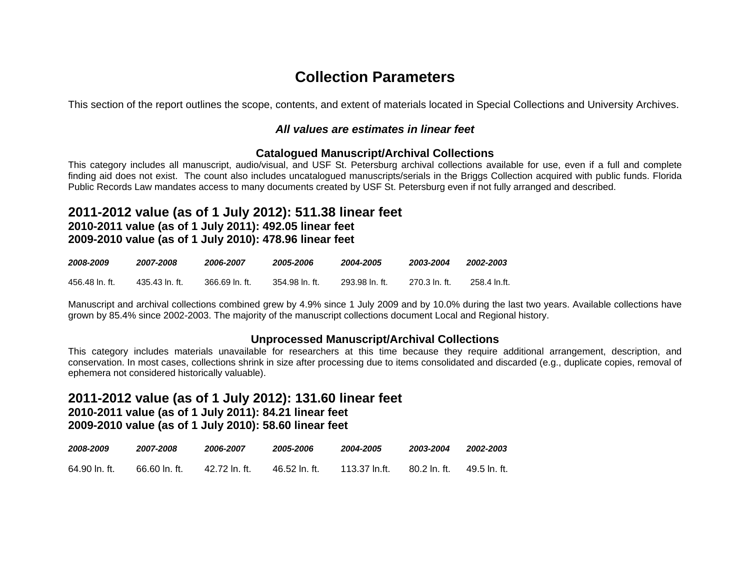# Collection Parameters

This section of the report outlines the scope, contents, and extent of materials located in Special Collections and University Archives.

***All values are estimates in linear feet***

### Catalogued Manuscript/Archival Collections

This category includes all manuscript, audio/visual, and USF St. Petersburg archival collections available for use, even if a full and complete finding aid does not exist. The count also includes uncatalogued manuscripts/serials in the Briggs Collection acquired with public funds. Florida Public Records Law mandates access to many documents created by USF St. Petersburg even if not fully arranged and described.

## 2011-2012 value (as of 1 July 2012): 511.38 linear feet

**2010-2011 value (as of 1 July 2011): 492.05 linear feet**
**2009-2010 value (as of 1 July 2010): 478.96 linear feet**

| *2008-2009* | *2007-2008* | *2006-2007* | *2005-2006* | *2004-2005* | *2003-2004* | *2002-2003* |
|---|---|---|---|---|---|---|
| 456.48 ln. ft. | 435.43 ln. ft. | 366.69 ln. ft. | 354.98 ln. ft. | 293.98 ln. ft. | 270.3 ln. ft. | 258.4 ln.ft. |

Manuscript and archival collections combined grew by 4.9% since 1 July 2009 and by 10.0% during the last two years. Available collections have grown by 85.4% since 2002-2003. The majority of the manuscript collections document Local and Regional history.

### Unprocessed Manuscript/Archival Collections

This category includes materials unavailable for researchers at this time because they require additional arrangement, description, and conservation. In most cases, collections shrink in size after processing due to items consolidated and discarded (e.g., duplicate copies, removal of ephemera not considered historically valuable).

## 2011-2012 value (as of 1 July 2012): 131.60 linear feet

**2010-2011 value (as of 1 July 2011): 84.21 linear feet**
**2009-2010 value (as of 1 July 2010): 58.60 linear feet**

| *2008-2009* | *2007-2008* | *2006-2007* | *2005-2006* | *2004-2005* | *2003-2004* | *2002-2003* |
|---|---|---|---|---|---|---|
| 64.90 ln. ft. | 66.60 ln. ft. | 42.72 ln. ft. | 46.52 ln. ft. | 113.37 ln.ft. | 80.2 ln. ft. | 49.5 ln. ft. |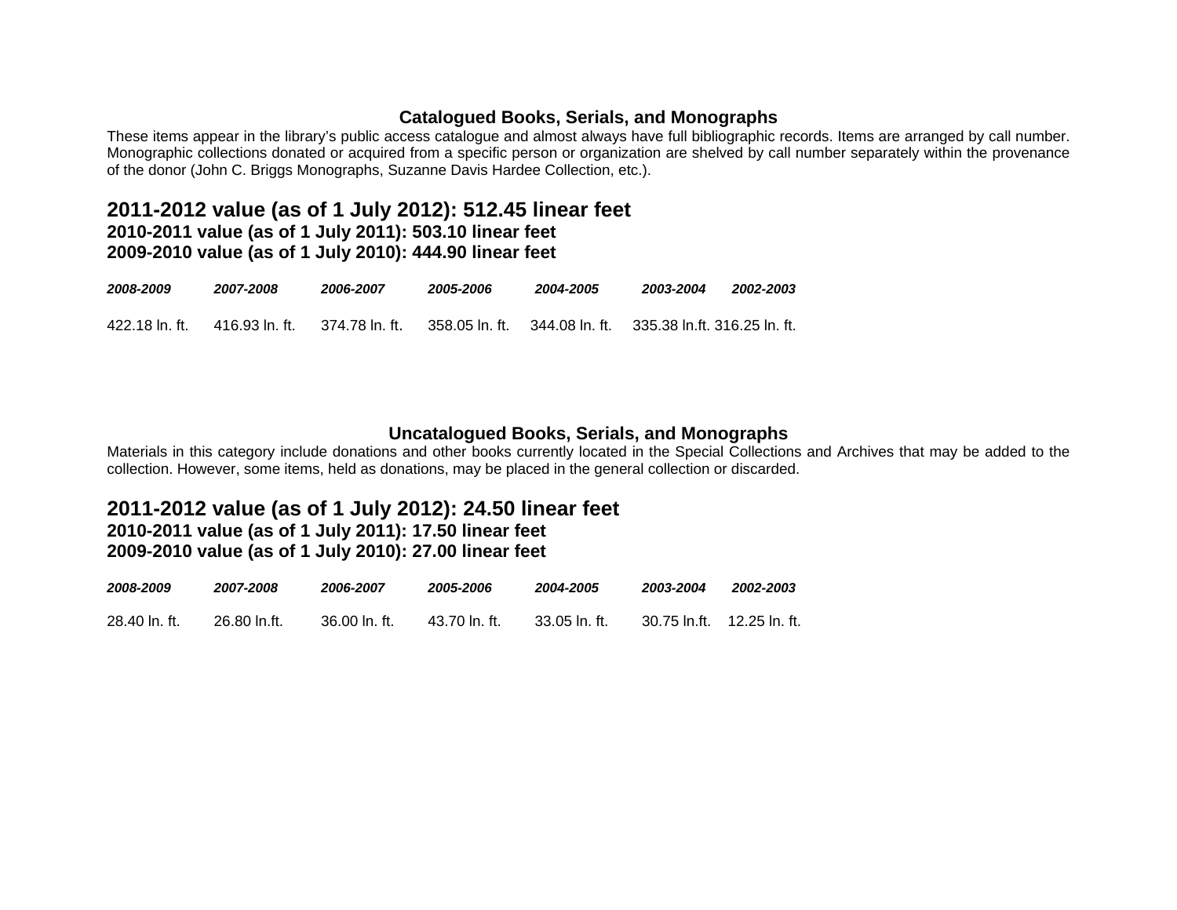## Catalogued Books, Serials, and Monographs

These items appear in the library's public access catalogue and almost always have full bibliographic records. Items are arranged by call number. Monographic collections donated or acquired from a specific person or organization are shelved by call number separately within the provenance of the donor (John C. Briggs Monographs, Suzanne Davis Hardee Collection, etc.).

### 2011-2012 value (as of 1 July 2012): 512.45 linear feet

**2010-2011 value (as of 1 July 2011): 503.10 linear feet**
**2009-2010 value (as of 1 July 2010): 444.90 linear feet**

| *2008-2009* | *2007-2008* | *2006-2007* | *2005-2006* | *2004-2005* | *2003-2004* | *2002-2003* |
|---|---|---|---|---|---|---|
| 422.18 ln. ft. | 416.93 ln. ft. | 374.78 ln. ft. | 358.05 ln. ft. | 344.08 ln. ft. | 335.38 ln.ft. | 316.25 ln. ft. |

## Uncatalogued Books, Serials, and Monographs

Materials in this category include donations and other books currently located in the Special Collections and Archives that may be added to the collection. However, some items, held as donations, may be placed in the general collection or discarded.

### 2011-2012 value (as of 1 July 2012): 24.50 linear feet

**2010-2011 value (as of 1 July 2011): 17.50 linear feet**
**2009-2010 value (as of 1 July 2010): 27.00 linear feet**

| *2008-2009* | *2007-2008* | *2006-2007* | *2005-2006* | *2004-2005* | *2003-2004* | *2002-2003* |
|---|---|---|---|---|---|---|
| 28.40 ln. ft. | 26.80 ln.ft. | 36.00 ln. ft. | 43.70 ln. ft. | 33.05 ln. ft. | 30.75 ln.ft. | 12.25 ln. ft. |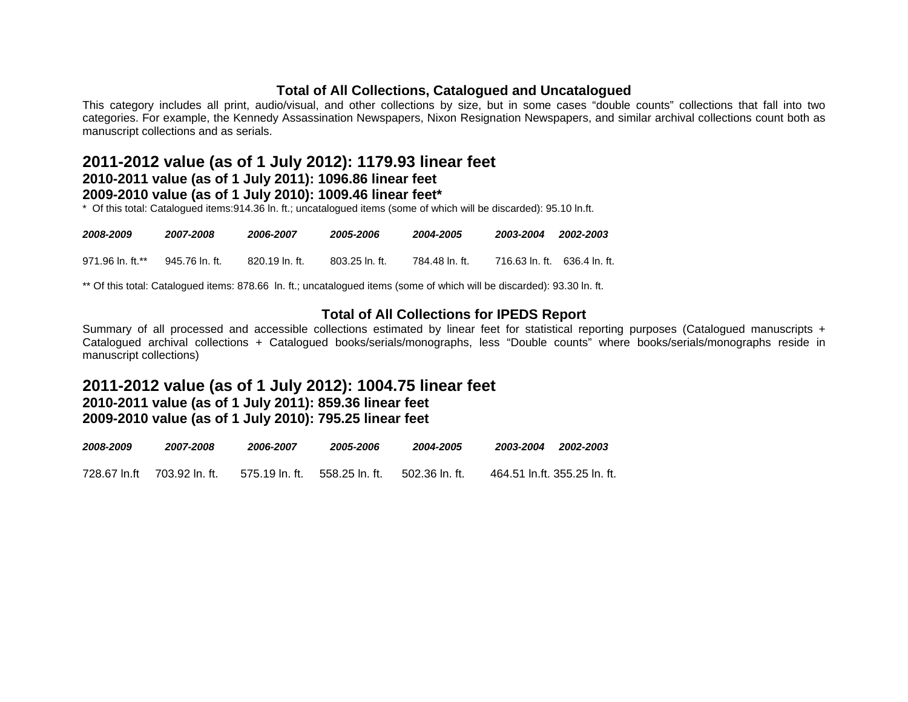### Total of All Collections, Catalogued and Uncatalogued

This category includes all print, audio/visual, and other collections by size, but in some cases "double counts" collections that fall into two categories. For example, the Kennedy Assassination Newspapers, Nixon Resignation Newspapers, and similar archival collections count both as manuscript collections and as serials.

## 2011-2012 value (as of 1 July 2012): 1179.93 linear feet

### 2010-2011 value (as of 1 July 2011): 1096.86 linear feet

### 2009-2010 value (as of 1 July 2010): 1009.46 linear feet*

* Of this total: Catalogued items:914.36 ln. ft.; uncatalogued items (some of which will be discarded): 95.10 ln.ft.

| *2008-2009* | *2007-2008* | *2006-2007* | *2005-2006* | *2004-2005* | *2003-2004* | *2002-2003* |
|---|---|---|---|---|---|---|
| 971.96 ln. ft.** | 945.76 ln. ft. | 820.19 ln. ft. | 803.25 ln. ft. | 784.48 ln. ft. | 716.63 ln. ft. | 636.4 ln. ft. |

** Of this total: Catalogued items: 878.66 ln. ft.; uncatalogued items (some of which will be discarded): 93.30 ln. ft.

### Total of All Collections for IPEDS Report

Summary of all processed and accessible collections estimated by linear feet for statistical reporting purposes (Catalogued manuscripts + Catalogued archival collections + Catalogued books/serials/monographs, less "Double counts" where books/serials/monographs reside in manuscript collections)

## 2011-2012 value (as of 1 July 2012): 1004.75 linear feet

### 2010-2011 value (as of 1 July 2011): 859.36 linear feet

### 2009-2010 value (as of 1 July 2010): 795.25 linear feet

| *2008-2009* | *2007-2008* | *2006-2007* | *2005-2006* | *2004-2005* | *2003-2004* | *2002-2003* |
|---|---|---|---|---|---|---|
| 728.67 ln.ft | 703.92 ln. ft. | 575.19 ln. ft. | 558.25 ln. ft. | 502.36 ln. ft. | 464.51 ln.ft. | 355.25 ln. ft. |